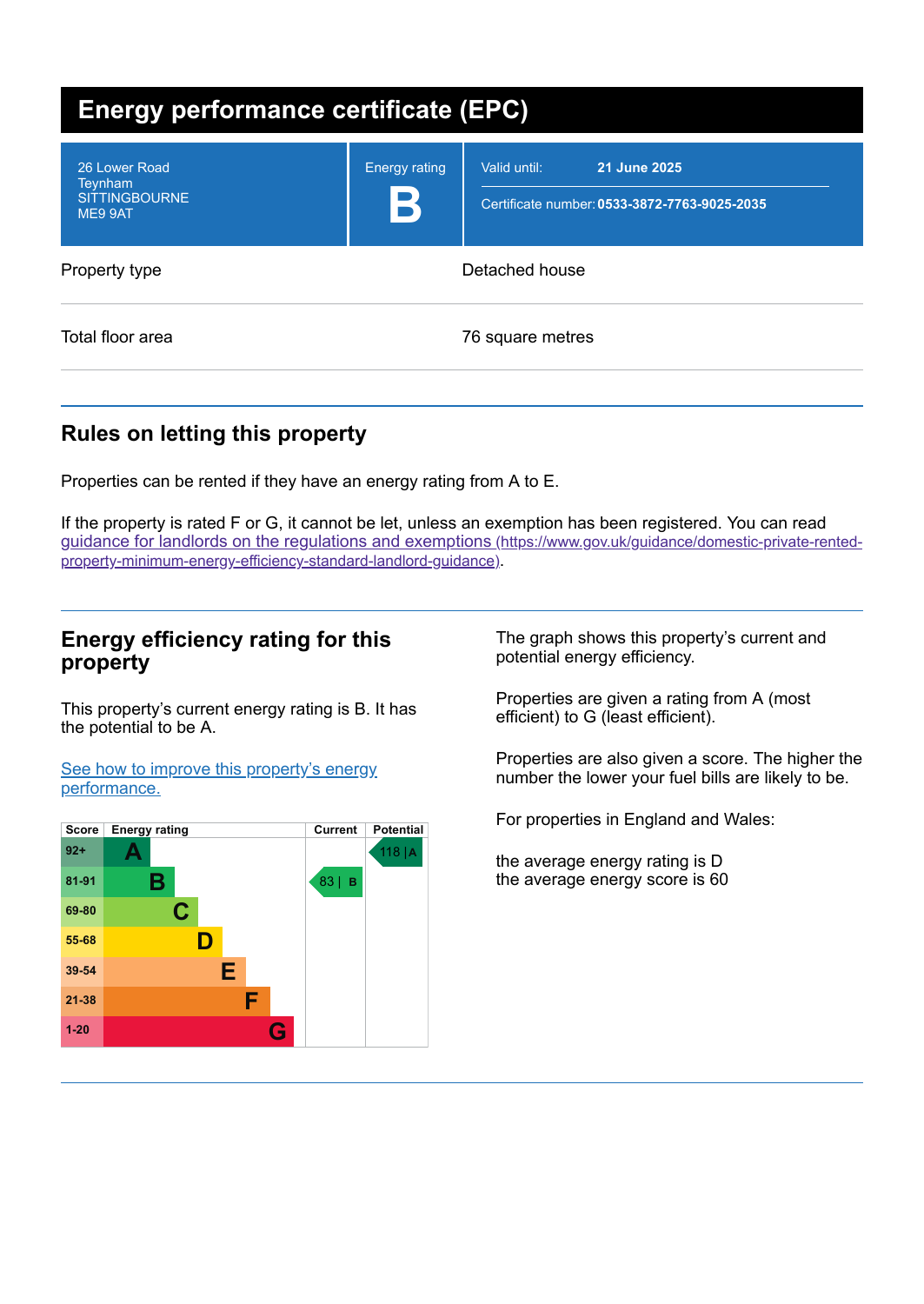# Energy performance certificate (EPC)

| 26 Lower Road<br>Teynham<br>SITTINGBOURNE<br>ME9 9AT | Energy rating<br>**B** | Valid until: **21 June 2025**<br>Certificate number: **0533-3872-7763-9025-2035** |
|---|---|---|

| | |
|---|---|
| Property type | Detached house |
| Total floor area | 76 square metres |

## Rules on letting this property

Properties can be rented if they have an energy rating from A to E.

If the property is rated F or G, it cannot be let, unless an exemption has been registered. You can read guidance for landlords on the regulations and exemptions (https://www.gov.uk/guidance/domestic-private-rented-property-minimum-energy-efficiency-standard-landlord-guidance).

## Energy efficiency rating for this property

This property's current energy rating is B. It has the potential to be A.

See how to improve this property's energy performance.

| Score | Energy rating | Current | Potential |
|---|---|---|---|
| 92+ | A | | 118 \| A |
| 81-91 | B | 83 \| B | |
| 69-80 | C | | |
| 55-68 | D | | |
| 39-54 | E | | |
| 21-38 | F | | |
| 1-20 | G | | |

The graph shows this property's current and potential energy efficiency.

Properties are given a rating from A (most efficient) to G (least efficient).

Properties are also given a score. The higher the number the lower your fuel bills are likely to be.

For properties in England and Wales:

the average energy rating is D
the average energy score is 60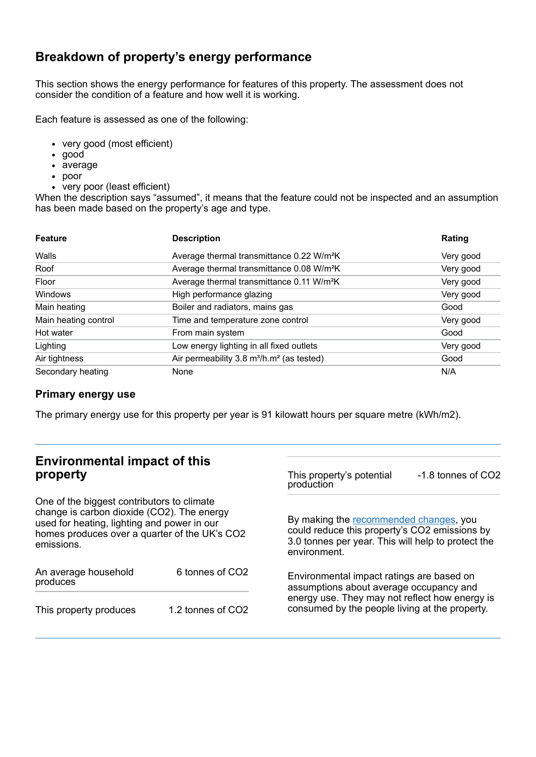## Breakdown of property's energy performance

This section shows the energy performance for features of this property. The assessment does not consider the condition of a feature and how well it is working.

Each feature is assessed as one of the following:

- very good (most efficient)
- good
- average
- poor
- very poor (least efficient)

When the description says "assumed", it means that the feature could not be inspected and an assumption has been made based on the property's age and type.

| Feature | Description | Rating |
|---|---|---|
| Walls | Average thermal transmittance 0.22 W/m²K | Very good |
| Roof | Average thermal transmittance 0.08 W/m²K | Very good |
| Floor | Average thermal transmittance 0.11 W/m²K | Very good |
| Windows | High performance glazing | Very good |
| Main heating | Boiler and radiators, mains gas | Good |
| Main heating control | Time and temperature zone control | Very good |
| Hot water | From main system | Good |
| Lighting | Low energy lighting in all fixed outlets | Very good |
| Air tightness | Air permeability 3.8 m³/h.m² (as tested) | Good |
| Secondary heating | None | N/A |

### Primary energy use

The primary energy use for this property per year is 91 kilowatt hours per square metre (kWh/m2).

## Environmental impact of this property

One of the biggest contributors to climate change is carbon dioxide ($CO_2$). The energy used for heating, lighting and power in our homes produces over a quarter of the UK's $CO_2$ emissions.

| | |
|---|---|
| An average household produces | 6 tonnes of $CO_2$ |
| This property produces | 1.2 tonnes of $CO_2$ |
| This property's potential production | -1.8 tonnes of $CO_2$ |

By making the recommended changes, you could reduce this property's $CO_2$ emissions by 3.0 tonnes per year. This will help to protect the environment.

Environmental impact ratings are based on assumptions about average occupancy and energy use. They may not reflect how energy is consumed by the people living at the property.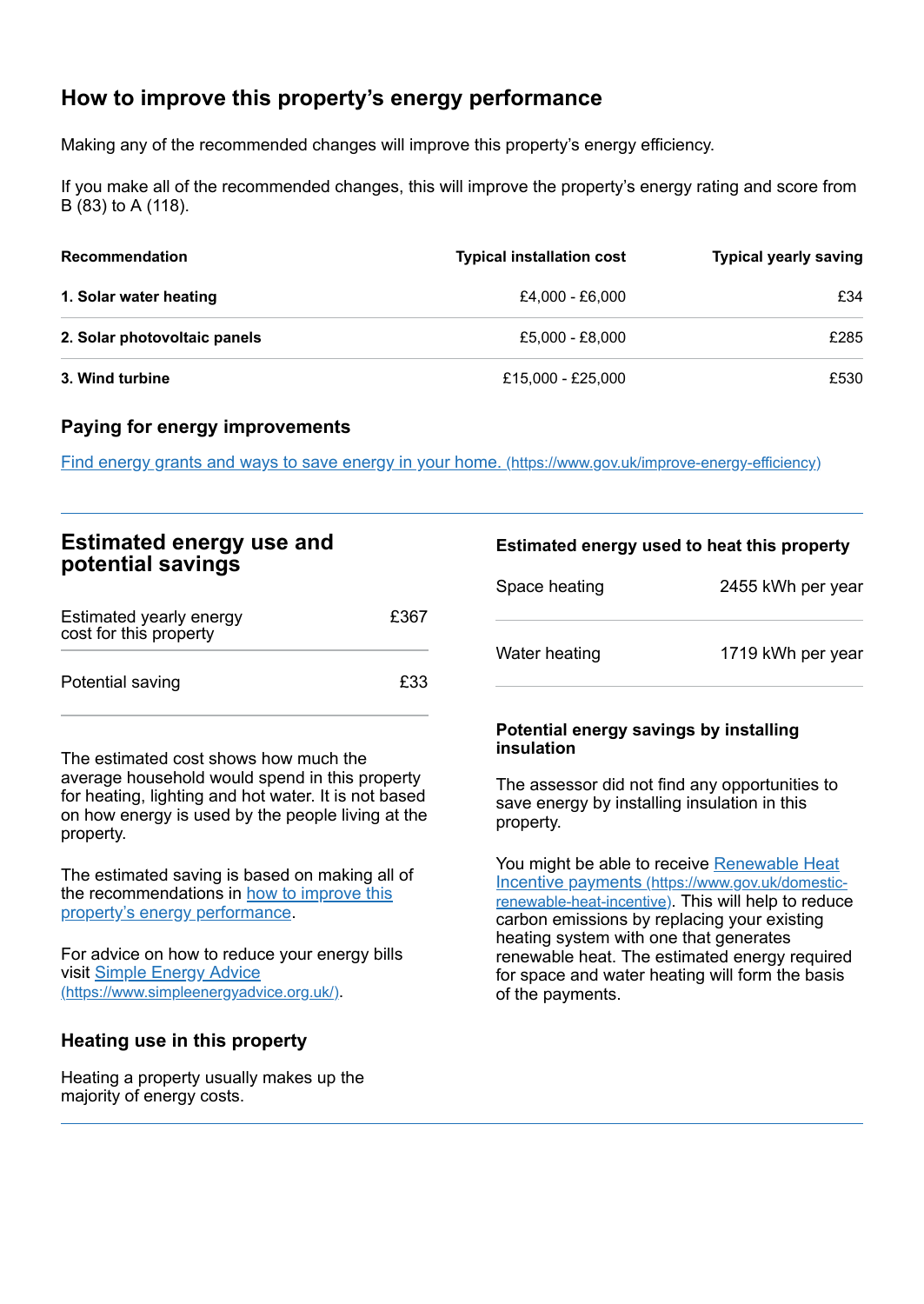## How to improve this property's energy performance

Making any of the recommended changes will improve this property's energy efficiency.

If you make all of the recommended changes, this will improve the property's energy rating and score from B (83) to A (118).

| Recommendation | Typical installation cost | Typical yearly saving |
| --- | --- | --- |
| **1. Solar water heating** | £4,000 - £6,000 | £34 |
| **2. Solar photovoltaic panels** | £5,000 - £8,000 | £285 |
| **3. Wind turbine** | £15,000 - £25,000 | £530 |

### Paying for energy improvements

[Find energy grants and ways to save energy in your home.](https://www.gov.uk/improve-energy-efficiency) (https://www.gov.uk/improve-energy-efficiency)

## Estimated energy use and potential savings

| | |
| --- | --- |
| Estimated yearly energy cost for this property | £367 |
| Potential saving | £33 |

The estimated cost shows how much the average household would spend in this property for heating, lighting and hot water. It is not based on how energy is used by the people living at the property.

The estimated saving is based on making all of the recommendations in [how to improve this property's energy performance](#how-to-improve-this-propertys-energy-performance).

For advice on how to reduce your energy bills visit [Simple Energy Advice](https://www.simpleenergyadvice.org.uk/) (https://www.simpleenergyadvice.org.uk/).

### Heating use in this property

Heating a property usually makes up the majority of energy costs.

### Estimated energy used to heat this property

| | |
| --- | --- |
| Space heating | 2455 kWh per year |
| Water heating | 1719 kWh per year |

### Potential energy savings by installing insulation

The assessor did not find any opportunities to save energy by installing insulation in this property.

You might be able to receive [Renewable Heat Incentive payments](https://www.gov.uk/domestic-renewable-heat-incentive) (https://www.gov.uk/domestic-renewable-heat-incentive). This will help to reduce carbon emissions by replacing your existing heating system with one that generates renewable heat. The estimated energy required for space and water heating will form the basis of the payments.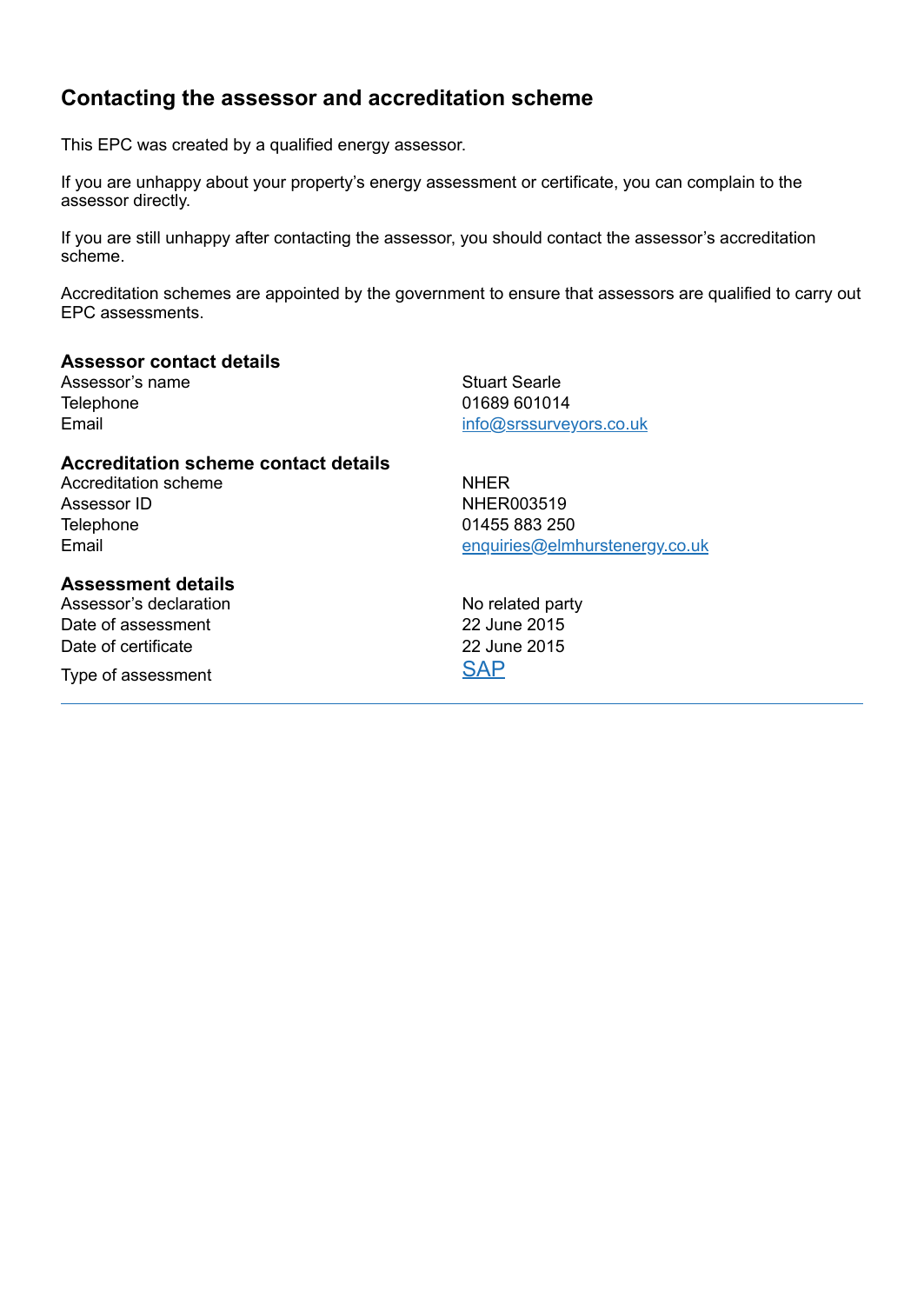## Contacting the assessor and accreditation scheme

This EPC was created by a qualified energy assessor.

If you are unhappy about your property's energy assessment or certificate, you can complain to the assessor directly.

If you are still unhappy after contacting the assessor, you should contact the assessor's accreditation scheme.

Accreditation schemes are appointed by the government to ensure that assessors are qualified to carry out EPC assessments.

### Assessor contact details

| | |
|---|---|
| Assessor's name | Stuart Searle |
| Telephone | 01689 601014 |
| Email | info@srssurveyors.co.uk |

### Accreditation scheme contact details

| | |
|---|---|
| Accreditation scheme | NHER |
| Assessor ID | NHER003519 |
| Telephone | 01455 883 250 |
| Email | enquiries@elmhurstenergy.co.uk |

### Assessment details

| | |
|---|---|
| Assessor's declaration | No related party |
| Date of assessment | 22 June 2015 |
| Date of certificate | 22 June 2015 |
| Type of assessment | SAP |